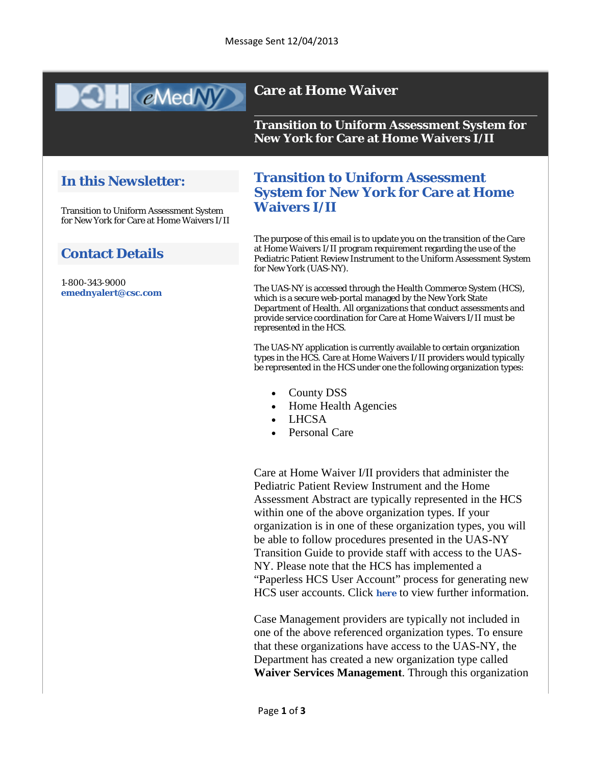Message Sent 12/04/2013

# Care at Home Waiver

## Transition to Uniform Assessment System for New York for Care at Home Waivers I/II

## In this Newsletter:

Transition to Uniform Assessment System for New York for Care at Home Waivers I/II

## Contact Details

1-800-343-9000
**emednyalert@csc.com**

## Transition to Uniform Assessment System for New York for Care at Home Waivers I/II

The purpose of this email is to update you on the transition of the Care at Home Waivers I/II program requirement regarding the use of the Pediatric Patient Review Instrument to the Uniform Assessment System for New York (UAS-NY).

The UAS-NY is accessed through the Health Commerce System (HCS), which is a secure web-portal managed by the New York State Department of Health. All organizations that conduct assessments and provide service coordination for Care at Home Waivers I/II must be represented in the HCS.

The UAS-NY application is currently available to certain organization types in the HCS. Care at Home Waivers I/II providers would typically be represented in the HCS under one the following organization types:

- County DSS
- Home Health Agencies
- LHCSA
- Personal Care

Care at Home Waiver I/II providers that administer the Pediatric Patient Review Instrument and the Home Assessment Abstract are typically represented in the HCS within one of the above organization types. If your organization is in one of these organization types, you will be able to follow procedures presented in the UAS-NY Transition Guide to provide staff with access to the UAS-NY. Please note that the HCS has implemented a "Paperless HCS User Account" process for generating new HCS user accounts. Click **here** to view further information.

Case Management providers are typically not included in one of the above referenced organization types. To ensure that these organizations have access to the UAS-NY, the Department has created a new organization type called **Waiver Services Management**. Through this organization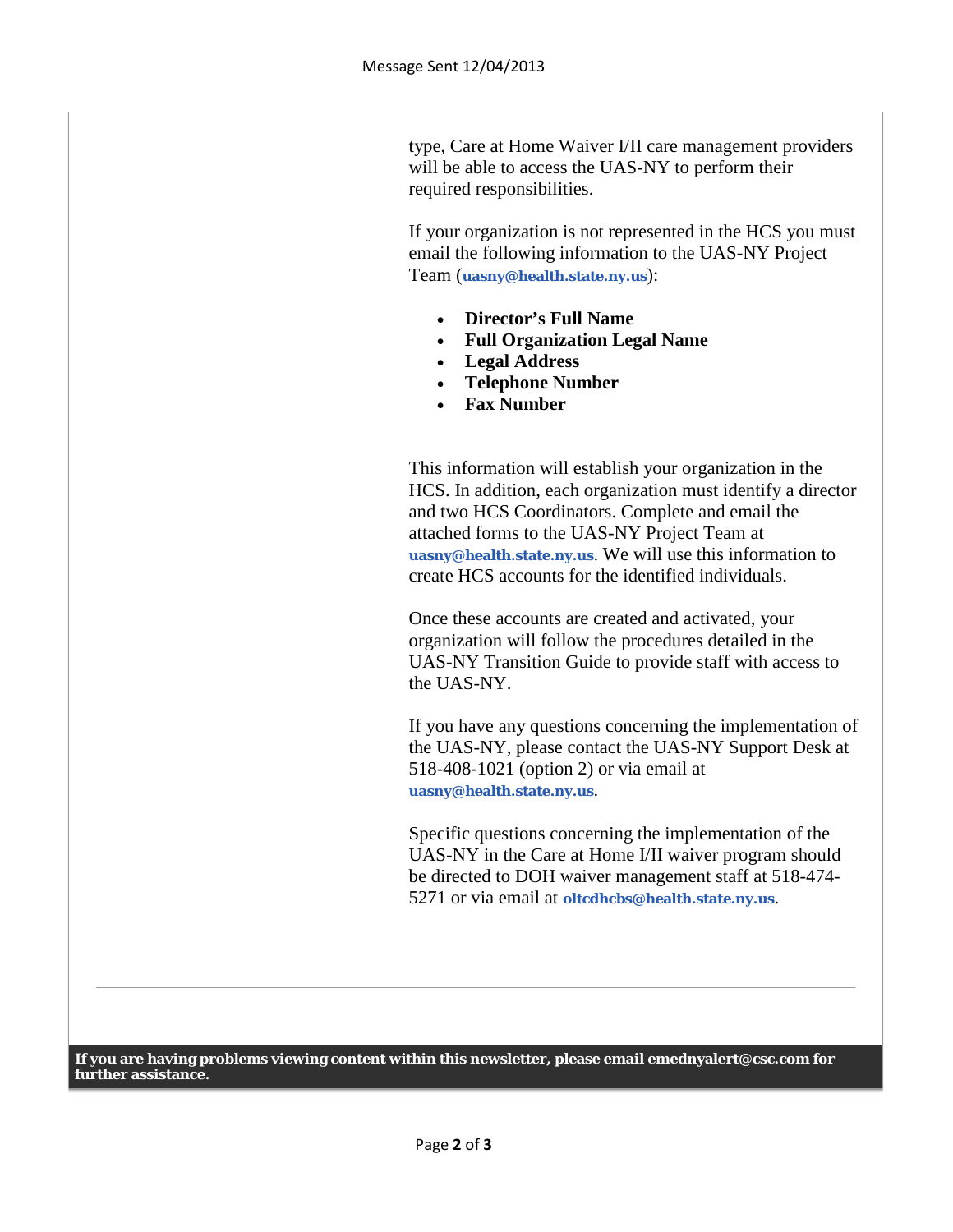type, Care at Home Waiver I/II care management providers will be able to access the UAS-NY to perform their required responsibilities.

If your organization is not represented in the HCS you must email the following information to the UAS-NY Project Team (**uasny@health.state.ny.us**):

- **Director's Full Name**
- **Full Organization Legal Name**
- **Legal Address**
- **Telephone Number**
- **Fax Number**

This information will establish your organization in the HCS. In addition, each organization must identify a director and two HCS Coordinators. Complete and email the attached forms to the UAS-NY Project Team at **uasny@health.state.ny.us**. We will use this information to create HCS accounts for the identified individuals.

Once these accounts are created and activated, your organization will follow the procedures detailed in the UAS-NY Transition Guide to provide staff with access to the UAS-NY.

If you have any questions concerning the implementation of the UAS-NY, please contact the UAS-NY Support Desk at 518-408-1021 (option 2) or via email at **uasny@health.state.ny.us**.

Specific questions concerning the implementation of the UAS-NY in the Care at Home I/II waiver program should be directed to DOH waiver management staff at 518-474-5271 or via email at **oltcdhcbs@health.state.ny.us**.

---

**If you are having problems viewing content within this newsletter, please email emednyalert@csc.com for further assistance.**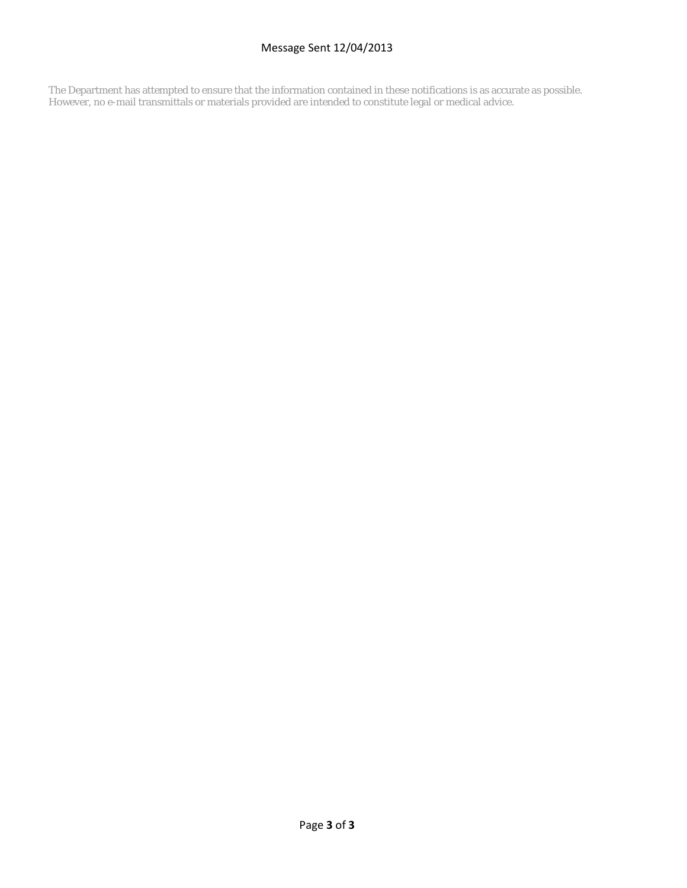The Department has attempted to ensure that the information contained in these notifications is as accurate as possible. However, no e-mail transmittals or materials provided are intended to constitute legal or medical advice.